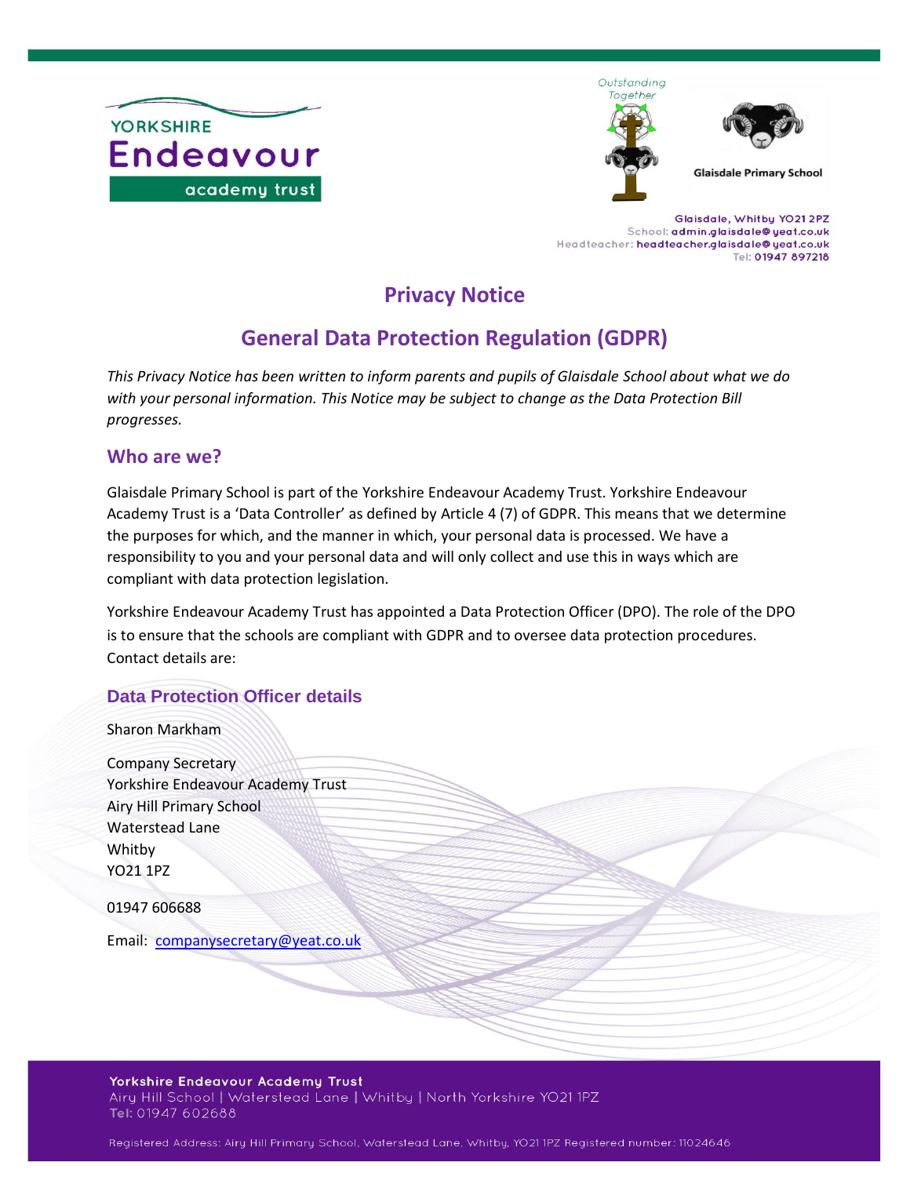Glaisdale Primary School

Glaisdale, Whitby YO21 2PZ
School: admin.glaisdale@yeat.co.uk
Headteacher: headteacher.glaisdale@yeat.co.uk
Tel: 01947 897218

# Privacy Notice

# General Data Protection Regulation (GDPR)

*This Privacy Notice has been written to inform parents and pupils of Glaisdale School about what we do with your personal information. This Notice may be subject to change as the Data Protection Bill progresses.*

## Who are we?

Glaisdale Primary School is part of the Yorkshire Endeavour Academy Trust. Yorkshire Endeavour Academy Trust is a 'Data Controller' as defined by Article 4 (7) of GDPR. This means that we determine the purposes for which, and the manner in which, your personal data is processed. We have a responsibility to you and your personal data and will only collect and use this in ways which are compliant with data protection legislation.

Yorkshire Endeavour Academy Trust has appointed a Data Protection Officer (DPO). The role of the DPO is to ensure that the schools are compliant with GDPR and to oversee data protection procedures. Contact details are:

## Data Protection Officer details

Sharon Markham

Company Secretary
Yorkshire Endeavour Academy Trust
Airy Hill Primary School
Waterstead Lane
Whitby
YO21 1PZ

01947 606688

Email: [companysecretary@yeat.co.uk](mailto:companysecretary@yeat.co.uk)

**Yorkshire Endeavour Academy Trust**
Airy Hill School | Waterstead Lane | Whitby | North Yorkshire YO21 1PZ
Tel: 01947 602688

Registered Address: Airy Hill Primary School, Waterstead Lane, Whitby, YO21 1PZ Registered number: 11024646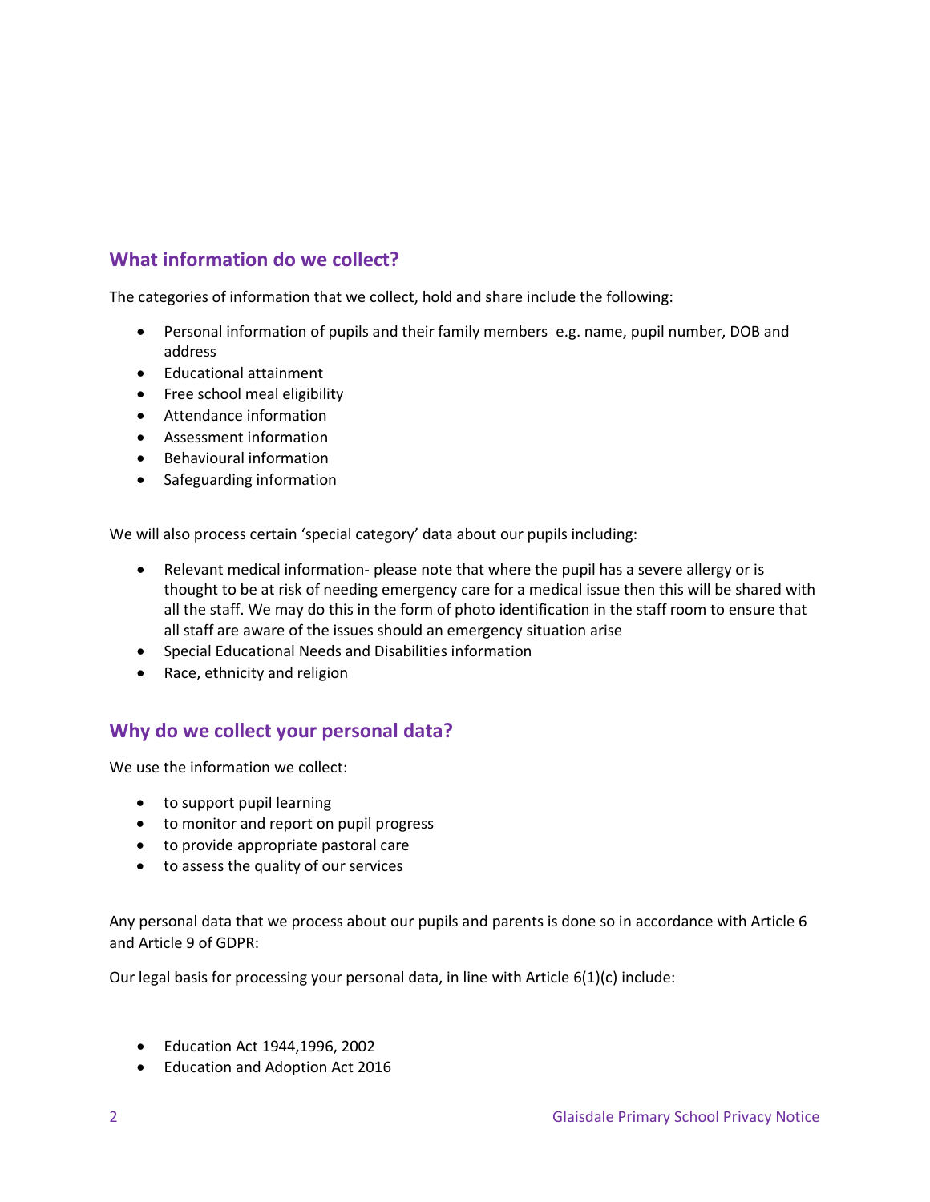## What information do we collect?

The categories of information that we collect, hold and share include the following:

- Personal information of pupils and their family members e.g. name, pupil number, DOB and address
- Educational attainment
- Free school meal eligibility
- Attendance information
- Assessment information
- Behavioural information
- Safeguarding information

We will also process certain 'special category' data about our pupils including:

- Relevant medical information- please note that where the pupil has a severe allergy or is thought to be at risk of needing emergency care for a medical issue then this will be shared with all the staff. We may do this in the form of photo identification in the staff room to ensure that all staff are aware of the issues should an emergency situation arise
- Special Educational Needs and Disabilities information
- Race, ethnicity and religion

## Why do we collect your personal data?

We use the information we collect:

- to support pupil learning
- to monitor and report on pupil progress
- to provide appropriate pastoral care
- to assess the quality of our services

Any personal data that we process about our pupils and parents is done so in accordance with Article 6 and Article 9 of GDPR:

Our legal basis for processing your personal data, in line with Article 6(1)(c) include:

- Education Act 1944,1996, 2002
- Education and Adoption Act 2016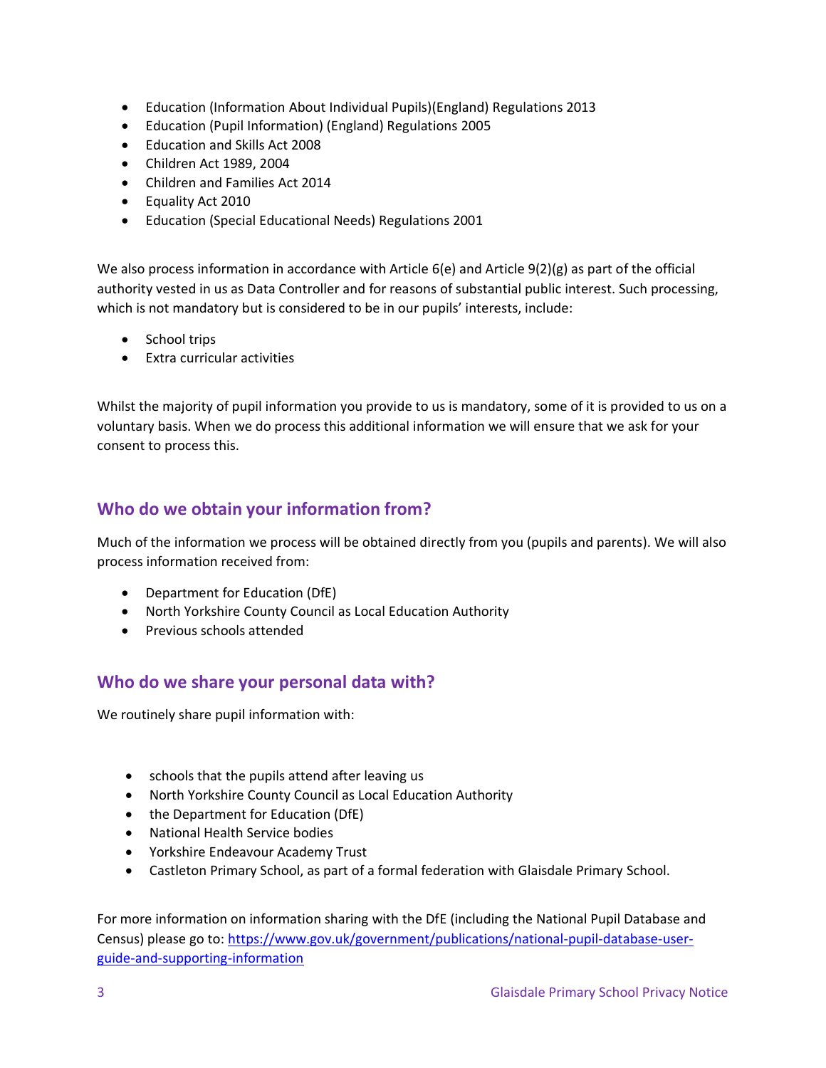- Education (Information About Individual Pupils)(England) Regulations 2013
- Education (Pupil Information) (England) Regulations 2005
- Education and Skills Act 2008
- Children Act 1989, 2004
- Children and Families Act 2014
- Equality Act 2010
- Education (Special Educational Needs) Regulations 2001

We also process information in accordance with Article 6(e) and Article 9(2)(g) as part of the official authority vested in us as Data Controller and for reasons of substantial public interest. Such processing, which is not mandatory but is considered to be in our pupils' interests, include:

- School trips
- Extra curricular activities

Whilst the majority of pupil information you provide to us is mandatory, some of it is provided to us on a voluntary basis. When we do process this additional information we will ensure that we ask for your consent to process this.

## Who do we obtain your information from?

Much of the information we process will be obtained directly from you (pupils and parents). We will also process information received from:

- Department for Education (DfE)
- North Yorkshire County Council as Local Education Authority
- Previous schools attended

## Who do we share your personal data with?

We routinely share pupil information with:

- schools that the pupils attend after leaving us
- North Yorkshire County Council as Local Education Authority
- the Department for Education (DfE)
- National Health Service bodies
- Yorkshire Endeavour Academy Trust
- Castleton Primary School, as part of a formal federation with Glaisdale Primary School.

For more information on information sharing with the DfE (including the National Pupil Database and Census) please go to: https://www.gov.uk/government/publications/national-pupil-database-user-guide-and-supporting-information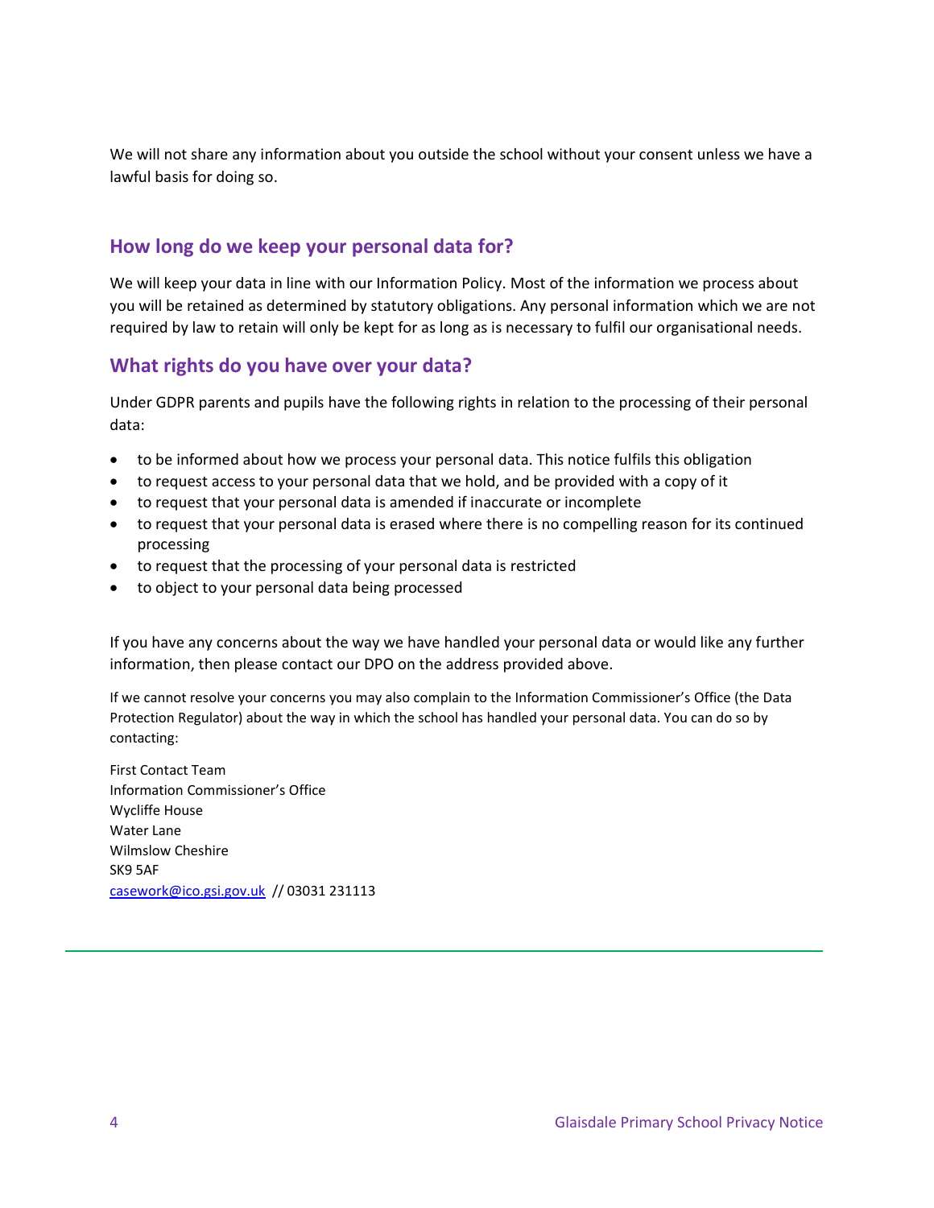We will not share any information about you outside the school without your consent unless we have a lawful basis for doing so.

## How long do we keep your personal data for?

We will keep your data in line with our Information Policy. Most of the information we process about you will be retained as determined by statutory obligations. Any personal information which we are not required by law to retain will only be kept for as long as is necessary to fulfil our organisational needs.

## What rights do you have over your data?

Under GDPR parents and pupils have the following rights in relation to the processing of their personal data:

- to be informed about how we process your personal data. This notice fulfils this obligation
- to request access to your personal data that we hold, and be provided with a copy of it
- to request that your personal data is amended if inaccurate or incomplete
- to request that your personal data is erased where there is no compelling reason for its continued processing
- to request that the processing of your personal data is restricted
- to object to your personal data being processed

If you have any concerns about the way we have handled your personal data or would like any further information, then please contact our DPO on the address provided above.

If we cannot resolve your concerns you may also complain to the Information Commissioner's Office (the Data Protection Regulator) about the way in which the school has handled your personal data. You can do so by contacting:

First Contact Team
Information Commissioner's Office
Wycliffe House
Water Lane
Wilmslow Cheshire
SK9 5AF
casework@ico.gsi.gov.uk // 03031 231113